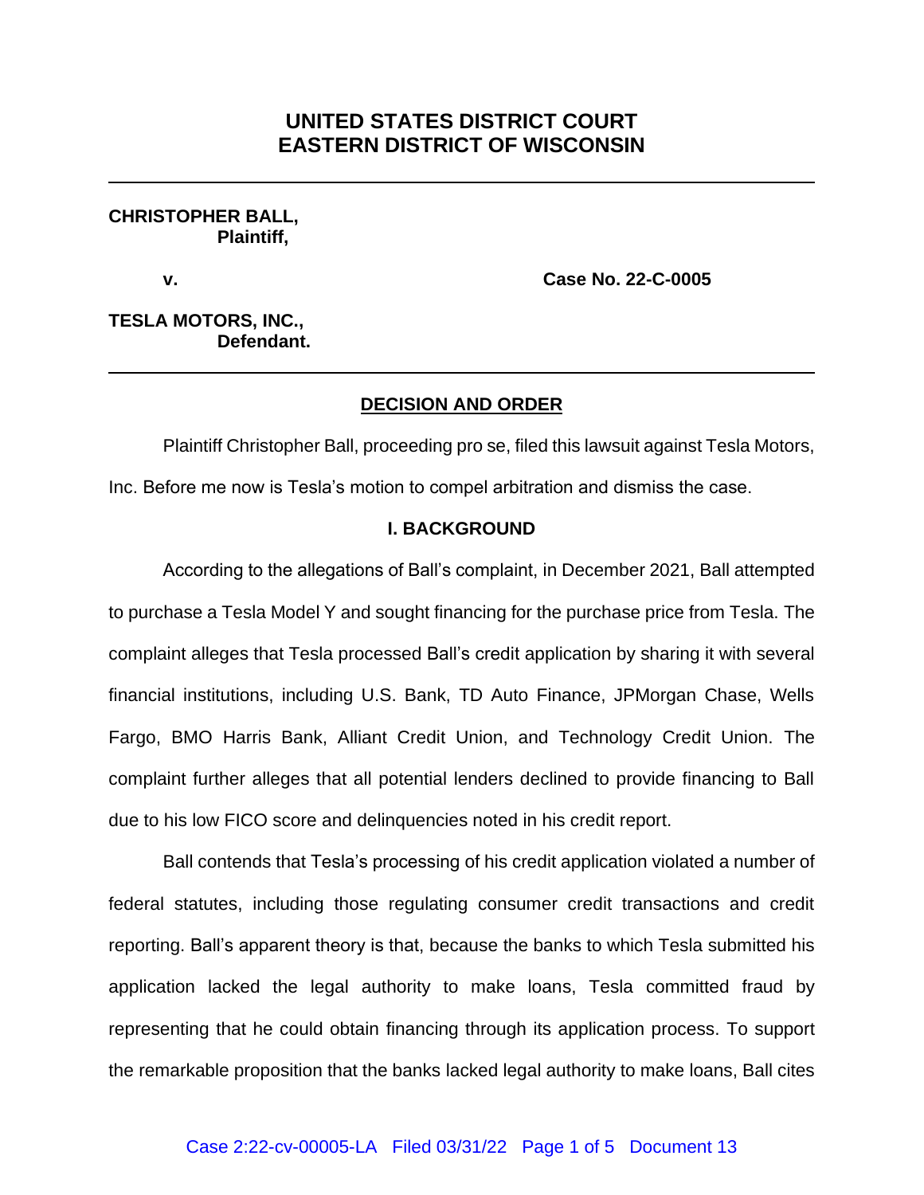# UNITED STATES DISTRICT COURT
# EASTERN DISTRICT OF WISCONSIN

---

**CHRISTOPHER BALL,**
**Plaintiff,**

**v.** **Case No. 22-C-0005**

**TESLA MOTORS, INC.,**
**Defendant.**

---

## DECISION AND ORDER

Plaintiff Christopher Ball, proceeding pro se, filed this lawsuit against Tesla Motors, Inc. Before me now is Tesla's motion to compel arbitration and dismiss the case.

### I. BACKGROUND

According to the allegations of Ball's complaint, in December 2021, Ball attempted to purchase a Tesla Model Y and sought financing for the purchase price from Tesla. The complaint alleges that Tesla processed Ball's credit application by sharing it with several financial institutions, including U.S. Bank, TD Auto Finance, JPMorgan Chase, Wells Fargo, BMO Harris Bank, Alliant Credit Union, and Technology Credit Union. The complaint further alleges that all potential lenders declined to provide financing to Ball due to his low FICO score and delinquencies noted in his credit report.

Ball contends that Tesla's processing of his credit application violated a number of federal statutes, including those regulating consumer credit transactions and credit reporting. Ball's apparent theory is that, because the banks to which Tesla submitted his application lacked the legal authority to make loans, Tesla committed fraud by representing that he could obtain financing through its application process. To support the remarkable proposition that the banks lacked legal authority to make loans, Ball cites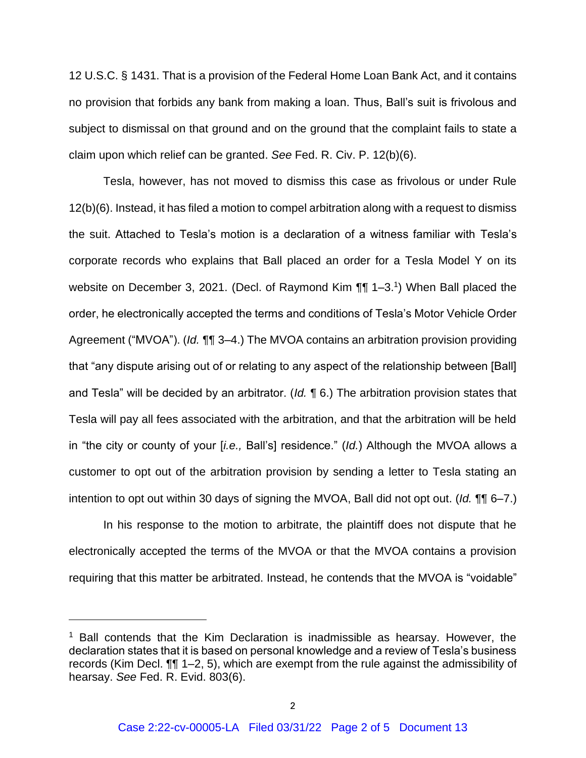12 U.S.C. § 1431. That is a provision of the Federal Home Loan Bank Act, and it contains no provision that forbids any bank from making a loan. Thus, Ball's suit is frivolous and subject to dismissal on that ground and on the ground that the complaint fails to state a claim upon which relief can be granted. *See* Fed. R. Civ. P. 12(b)(6).

Tesla, however, has not moved to dismiss this case as frivolous or under Rule 12(b)(6). Instead, it has filed a motion to compel arbitration along with a request to dismiss the suit. Attached to Tesla's motion is a declaration of a witness familiar with Tesla's corporate records who explains that Ball placed an order for a Tesla Model Y on its website on December 3, 2021. (Decl. of Raymond Kim ¶¶ 1–3.[1]) When Ball placed the order, he electronically accepted the terms and conditions of Tesla's Motor Vehicle Order Agreement ("MVOA"). (*Id.* ¶¶ 3–4.) The MVOA contains an arbitration provision providing that "any dispute arising out of or relating to any aspect of the relationship between [Ball] and Tesla" will be decided by an arbitrator. (*Id.* ¶ 6.) The arbitration provision states that Tesla will pay all fees associated with the arbitration, and that the arbitration will be held in "the city or county of your [*i.e.,* Ball's] residence." (*Id.*) Although the MVOA allows a customer to opt out of the arbitration provision by sending a letter to Tesla stating an intention to opt out within 30 days of signing the MVOA, Ball did not opt out. (*Id.* ¶¶ 6–7.)

In his response to the motion to arbitrate, the plaintiff does not dispute that he electronically accepted the terms of the MVOA or that the MVOA contains a provision requiring that this matter be arbitrated. Instead, he contends that the MVOA is "voidable"

---

[1] Ball contends that the Kim Declaration is inadmissible as hearsay. However, the declaration states that it is based on personal knowledge and a review of Tesla's business records (Kim Decl. ¶¶ 1–2, 5), which are exempt from the rule against the admissibility of hearsay. *See* Fed. R. Evid. 803(6).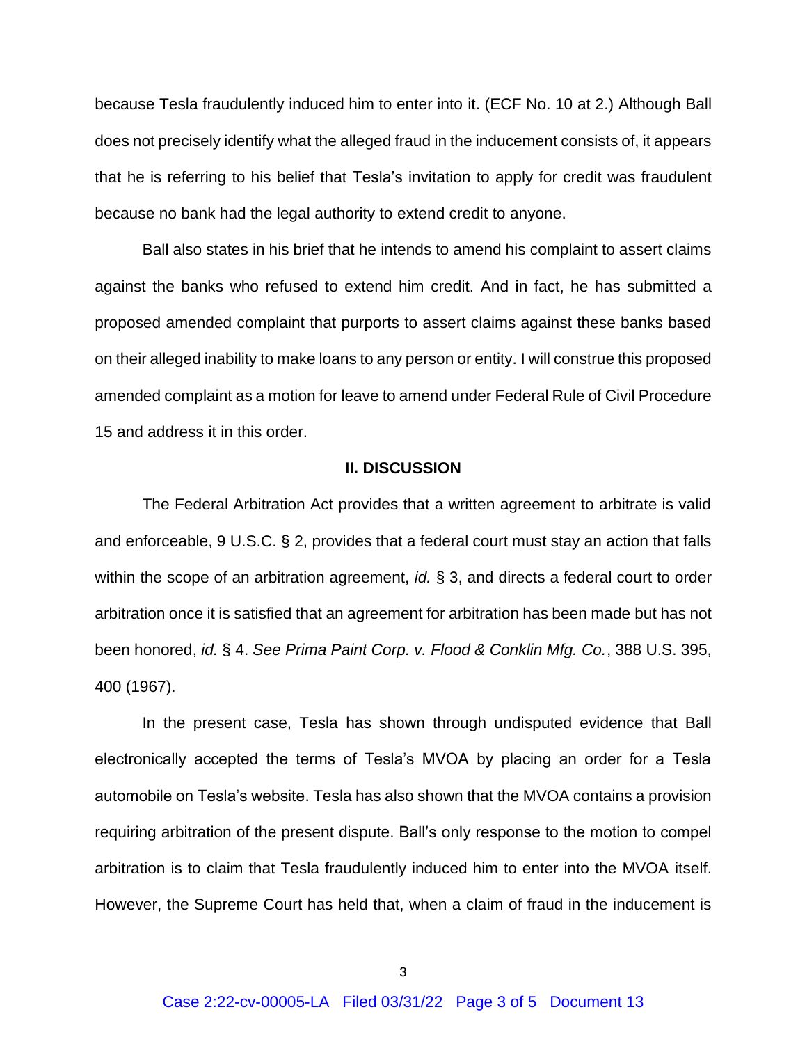because Tesla fraudulently induced him to enter into it. (ECF No. 10 at 2.) Although Ball does not precisely identify what the alleged fraud in the inducement consists of, it appears that he is referring to his belief that Tesla's invitation to apply for credit was fraudulent because no bank had the legal authority to extend credit to anyone.

Ball also states in his brief that he intends to amend his complaint to assert claims against the banks who refused to extend him credit. And in fact, he has submitted a proposed amended complaint that purports to assert claims against these banks based on their alleged inability to make loans to any person or entity. I will construe this proposed amended complaint as a motion for leave to amend under Federal Rule of Civil Procedure 15 and address it in this order.

## II. DISCUSSION

The Federal Arbitration Act provides that a written agreement to arbitrate is valid and enforceable, 9 U.S.C. § 2, provides that a federal court must stay an action that falls within the scope of an arbitration agreement, *id.* § 3, and directs a federal court to order arbitration once it is satisfied that an agreement for arbitration has been made but has not been honored, *id.* § 4. *See Prima Paint Corp. v. Flood & Conklin Mfg. Co.*, 388 U.S. 395, 400 (1967).

In the present case, Tesla has shown through undisputed evidence that Ball electronically accepted the terms of Tesla's MVOA by placing an order for a Tesla automobile on Tesla's website. Tesla has also shown that the MVOA contains a provision requiring arbitration of the present dispute. Ball's only response to the motion to compel arbitration is to claim that Tesla fraudulently induced him to enter into the MVOA itself. However, the Supreme Court has held that, when a claim of fraud in the inducement is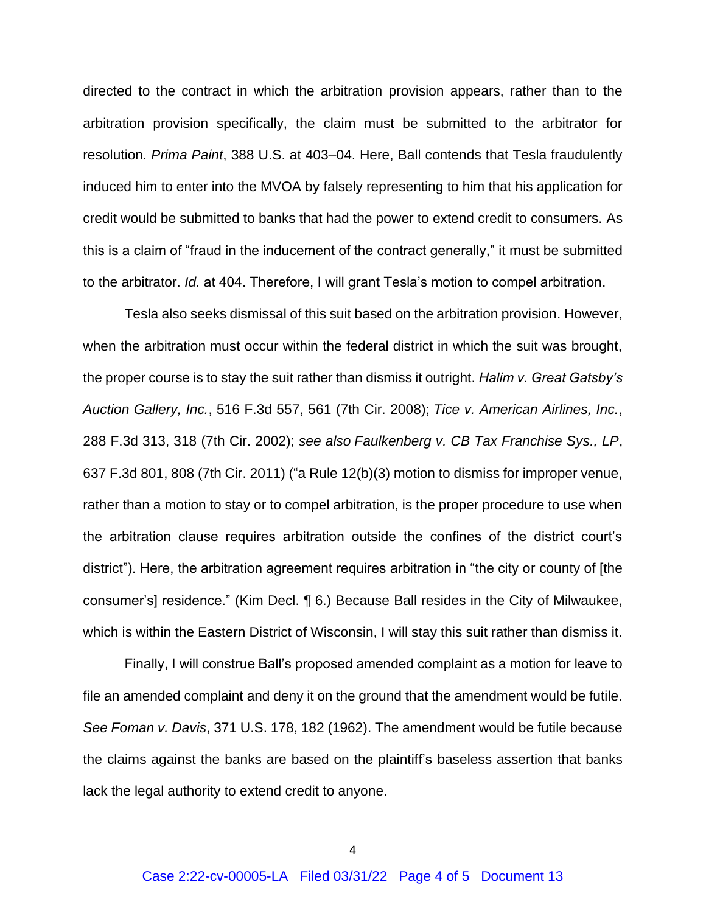directed to the contract in which the arbitration provision appears, rather than to the arbitration provision specifically, the claim must be submitted to the arbitrator for resolution. *Prima Paint*, 388 U.S. at 403–04. Here, Ball contends that Tesla fraudulently induced him to enter into the MVOA by falsely representing to him that his application for credit would be submitted to banks that had the power to extend credit to consumers. As this is a claim of "fraud in the inducement of the contract generally," it must be submitted to the arbitrator. *Id.* at 404. Therefore, I will grant Tesla's motion to compel arbitration.

Tesla also seeks dismissal of this suit based on the arbitration provision. However, when the arbitration must occur within the federal district in which the suit was brought, the proper course is to stay the suit rather than dismiss it outright. *Halim v. Great Gatsby's Auction Gallery, Inc.*, 516 F.3d 557, 561 (7th Cir. 2008); *Tice v. American Airlines, Inc.*, 288 F.3d 313, 318 (7th Cir. 2002); *see also Faulkenberg v. CB Tax Franchise Sys., LP*, 637 F.3d 801, 808 (7th Cir. 2011) ("a Rule 12(b)(3) motion to dismiss for improper venue, rather than a motion to stay or to compel arbitration, is the proper procedure to use when the arbitration clause requires arbitration outside the confines of the district court's district"). Here, the arbitration agreement requires arbitration in "the city or county of [the consumer's] residence." (Kim Decl. ¶ 6.) Because Ball resides in the City of Milwaukee, which is within the Eastern District of Wisconsin, I will stay this suit rather than dismiss it.

Finally, I will construe Ball's proposed amended complaint as a motion for leave to file an amended complaint and deny it on the ground that the amendment would be futile. *See Foman v. Davis*, 371 U.S. 178, 182 (1962). The amendment would be futile because the claims against the banks are based on the plaintiff's baseless assertion that banks lack the legal authority to extend credit to anyone.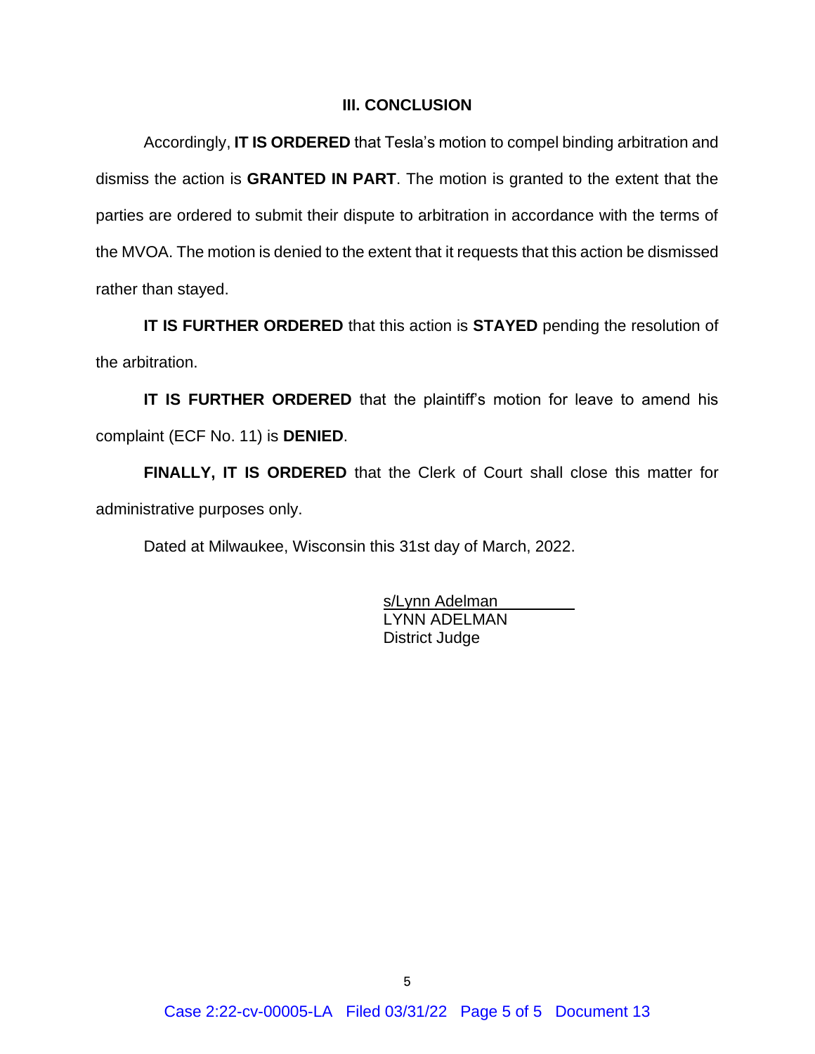## III. CONCLUSION

Accordingly, **IT IS ORDERED** that Tesla's motion to compel binding arbitration and dismiss the action is **GRANTED IN PART**. The motion is granted to the extent that the parties are ordered to submit their dispute to arbitration in accordance with the terms of the MVOA. The motion is denied to the extent that it requests that this action be dismissed rather than stayed.

**IT IS FURTHER ORDERED** that this action is **STAYED** pending the resolution of the arbitration.

**IT IS FURTHER ORDERED** that the plaintiff's motion for leave to amend his complaint (ECF No. 11) is **DENIED**.

**FINALLY, IT IS ORDERED** that the Clerk of Court shall close this matter for administrative purposes only.

Dated at Milwaukee, Wisconsin this 31st day of March, 2022.

s/Lynn Adelman
LYNN ADELMAN
District Judge